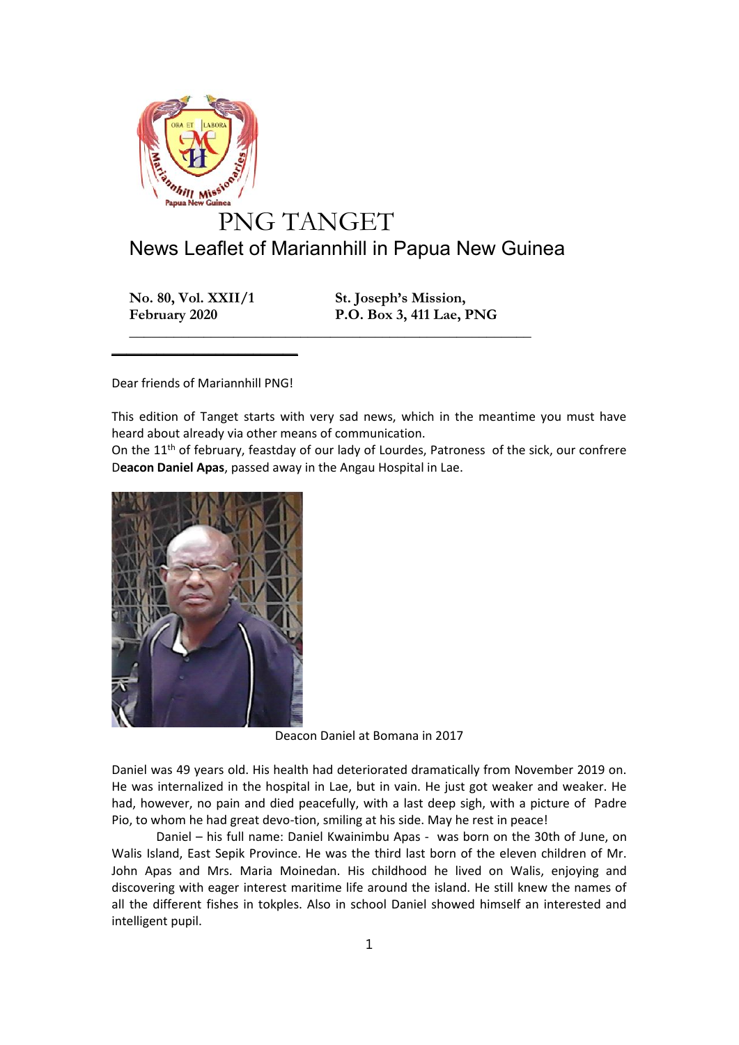# PNG TANGET

## News Leaflet of Mariannhill in Papua New Guinea

**No. 80, Vol. XXII/1**
**February 2020**

**St. Joseph's Mission,**
**P.O. Box 3, 411 Lae, PNG**

---

Dear friends of Mariannhill PNG!

This edition of Tanget starts with very sad news, which in the meantime you must have heard about already via other means of communication.
On the 11th of february, feastday of our lady of Lourdes, Patroness of the sick, our confrere D**eacon Daniel Apas**, passed away in the Angau Hospital in Lae.

Deacon Daniel at Bomana in 2017

Daniel was 49 years old. His health had deteriorated dramatically from November 2019 on. He was internalized in the hospital in Lae, but in vain. He just got weaker and weaker. He had, however, no pain and died peacefully, with a last deep sigh, with a picture of Padre Pio, to whom he had great devo-tion, smiling at his side. May he rest in peace!

Daniel – his full name: Daniel Kwainimbu Apas - was born on the 30th of June, on Walis Island, East Sepik Province. He was the third last born of the eleven children of Mr. John Apas and Mrs. Maria Moinedan. His childhood he lived on Walis, enjoying and discovering with eager interest maritime life around the island. He still knew the names of all the different fishes in tokples. Also in school Daniel showed himself an interested and intelligent pupil.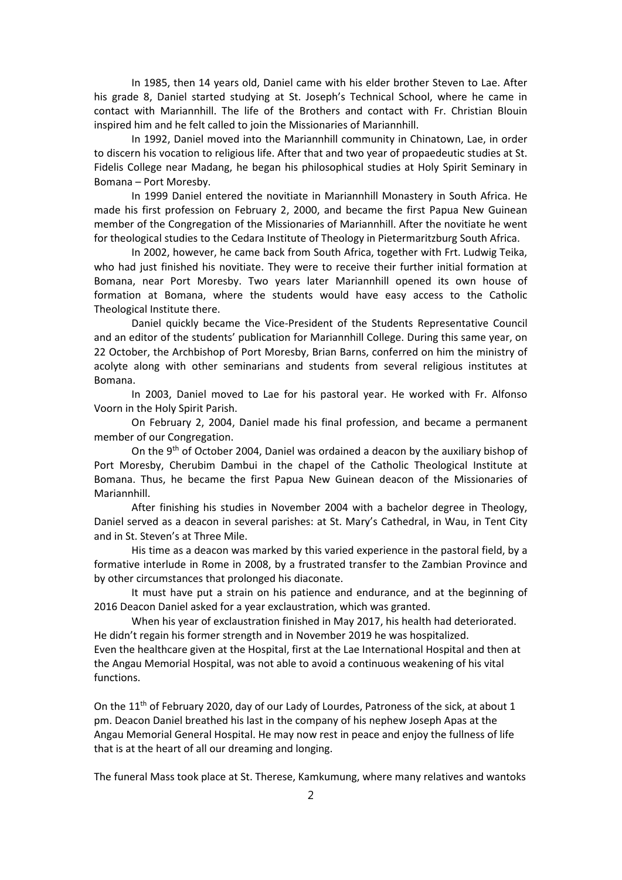In 1985, then 14 years old, Daniel came with his elder brother Steven to Lae. After his grade 8, Daniel started studying at St. Joseph's Technical School, where he came in contact with Mariannhill. The life of the Brothers and contact with Fr. Christian Blouin inspired him and he felt called to join the Missionaries of Mariannhill.

In 1992, Daniel moved into the Mariannhill community in Chinatown, Lae, in order to discern his vocation to religious life. After that and two year of propaedeutic studies at St. Fidelis College near Madang, he began his philosophical studies at Holy Spirit Seminary in Bomana – Port Moresby.

In 1999 Daniel entered the novitiate in Mariannhill Monastery in South Africa. He made his first profession on February 2, 2000, and became the first Papua New Guinean member of the Congregation of the Missionaries of Mariannhill. After the novitiate he went for theological studies to the Cedara Institute of Theology in Pietermaritzburg South Africa.

In 2002, however, he came back from South Africa, together with Frt. Ludwig Teika, who had just finished his novitiate. They were to receive their further initial formation at Bomana, near Port Moresby. Two years later Mariannhill opened its own house of formation at Bomana, where the students would have easy access to the Catholic Theological Institute there.

Daniel quickly became the Vice-President of the Students Representative Council and an editor of the students' publication for Mariannhill College. During this same year, on 22 October, the Archbishop of Port Moresby, Brian Barns, conferred on him the ministry of acolyte along with other seminarians and students from several religious institutes at Bomana.

In 2003, Daniel moved to Lae for his pastoral year. He worked with Fr. Alfonso Voorn in the Holy Spirit Parish.

On February 2, 2004, Daniel made his final profession, and became a permanent member of our Congregation.

On the 9th of October 2004, Daniel was ordained a deacon by the auxiliary bishop of Port Moresby, Cherubim Dambui in the chapel of the Catholic Theological Institute at Bomana. Thus, he became the first Papua New Guinean deacon of the Missionaries of Mariannhill.

After finishing his studies in November 2004 with a bachelor degree in Theology, Daniel served as a deacon in several parishes: at St. Mary's Cathedral, in Wau, in Tent City and in St. Steven's at Three Mile.

His time as a deacon was marked by this varied experience in the pastoral field, by a formative interlude in Rome in 2008, by a frustrated transfer to the Zambian Province and by other circumstances that prolonged his diaconate.

It must have put a strain on his patience and endurance, and at the beginning of 2016 Deacon Daniel asked for a year exclaustration, which was granted.

When his year of exclaustration finished in May 2017, his health had deteriorated. He didn't regain his former strength and in November 2019 he was hospitalized. Even the healthcare given at the Hospital, first at the Lae International Hospital and then at the Angau Memorial Hospital, was not able to avoid a continuous weakening of his vital functions.

On the 11th of February 2020, day of our Lady of Lourdes, Patroness of the sick, at about 1 pm. Deacon Daniel breathed his last in the company of his nephew Joseph Apas at the Angau Memorial General Hospital. He may now rest in peace and enjoy the fullness of life that is at the heart of all our dreaming and longing.

The funeral Mass took place at St. Therese, Kamkumung, where many relatives and wantoks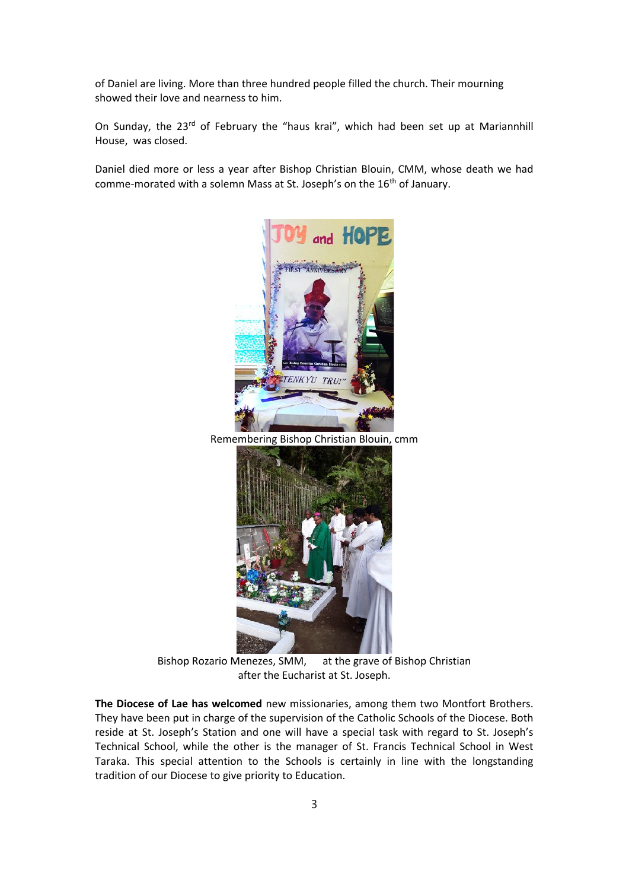of Daniel are living. More than three hundred people filled the church. Their mourning showed their love and nearness to him.

On Sunday, the 23rd of February the "haus krai", which had been set up at Mariannhill House, was closed.

Daniel died more or less a year after Bishop Christian Blouin, CMM, whose death we had comme-morated with a solemn Mass at St. Joseph's on the 16th of January.

Remembering Bishop Christian Blouin, cmm

Bishop Rozario Menezes, SMM, at the grave of Bishop Christian after the Eucharist at St. Joseph.

**The Diocese of Lae has welcomed** new missionaries, among them two Montfort Brothers. They have been put in charge of the supervision of the Catholic Schools of the Diocese. Both reside at St. Joseph's Station and one will have a special task with regard to St. Joseph's Technical School, while the other is the manager of St. Francis Technical School in West Taraka. This special attention to the Schools is certainly in line with the longstanding tradition of our Diocese to give priority to Education.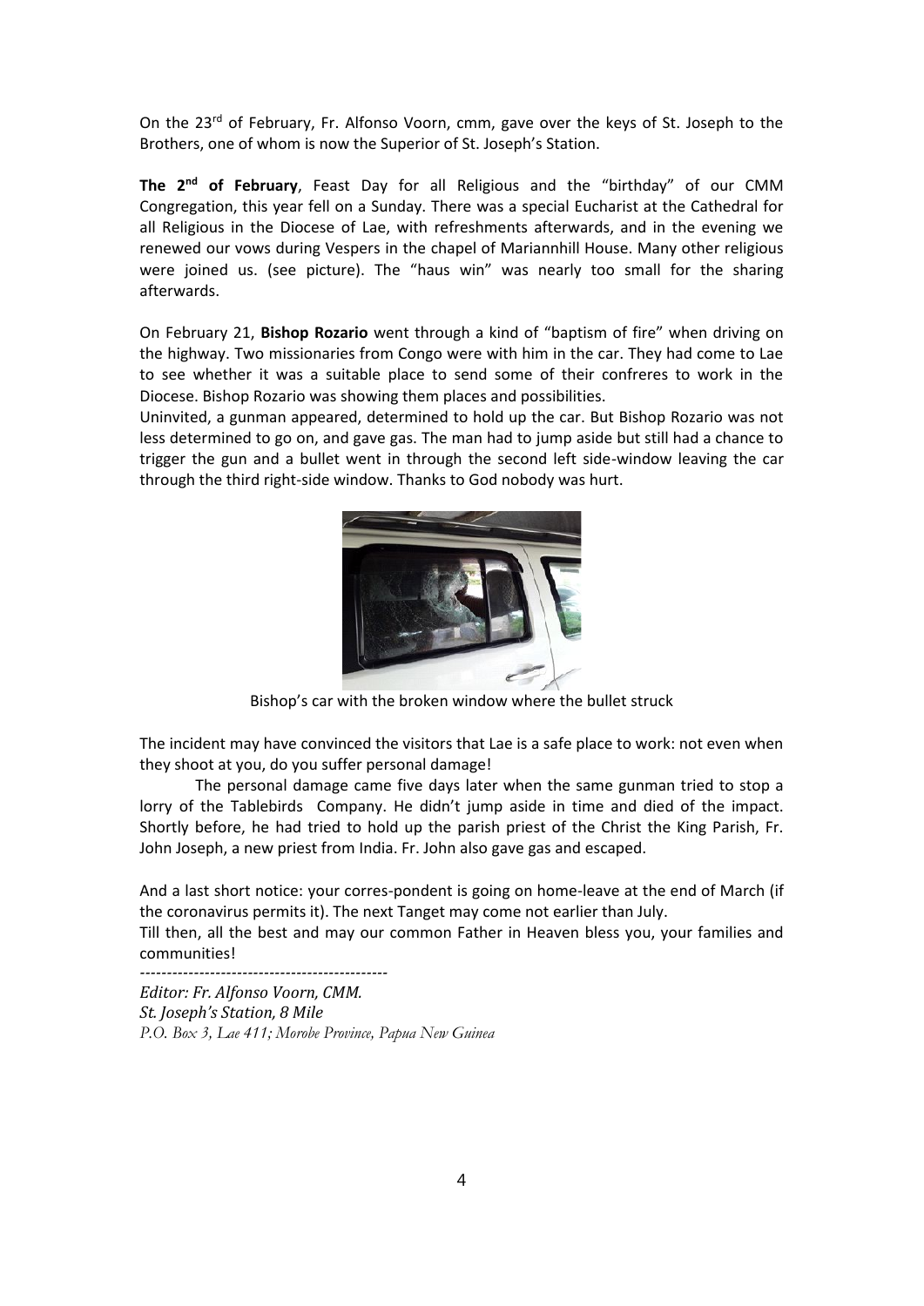On the 23rd of February, Fr. Alfonso Voorn, cmm, gave over the keys of St. Joseph to the Brothers, one of whom is now the Superior of St. Joseph's Station.

**The 2nd of February**, Feast Day for all Religious and the "birthday" of our CMM Congregation, this year fell on a Sunday. There was a special Eucharist at the Cathedral for all Religious in the Diocese of Lae, with refreshments afterwards, and in the evening we renewed our vows during Vespers in the chapel of Mariannhill House. Many other religious were joined us. (see picture). The "haus win" was nearly too small for the sharing afterwards.

On February 21, **Bishop Rozario** went through a kind of "baptism of fire" when driving on the highway. Two missionaries from Congo were with him in the car. They had come to Lae to see whether it was a suitable place to send some of their confreres to work in the Diocese. Bishop Rozario was showing them places and possibilities.
Uninvited, a gunman appeared, determined to hold up the car. But Bishop Rozario was not less determined to go on, and gave gas. The man had to jump aside but still had a chance to trigger the gun and a bullet went in through the second left side-window leaving the car through the third right-side window. Thanks to God nobody was hurt.

Bishop's car with the broken window where the bullet struck

The incident may have convinced the visitors that Lae is a safe place to work: not even when they shoot at you, do you suffer personal damage!

The personal damage came five days later when the same gunman tried to stop a lorry of the Tablebirds Company. He didn't jump aside in time and died of the impact. Shortly before, he had tried to hold up the parish priest of the Christ the King Parish, Fr. John Joseph, a new priest from India. Fr. John also gave gas and escaped.

And a last short notice: your corres-pondent is going on home-leave at the end of March (if the coronavirus permits it). The next Tanget may come not earlier than July.
Till then, all the best and may our common Father in Heaven bless you, your families and communities!

----------------------------------------------

*Editor: Fr. Alfonso Voorn, CMM.*
*St. Joseph's Station, 8 Mile*
*P.O. Box 3, Lae 411; Morobe Province, Papua New Guinea*